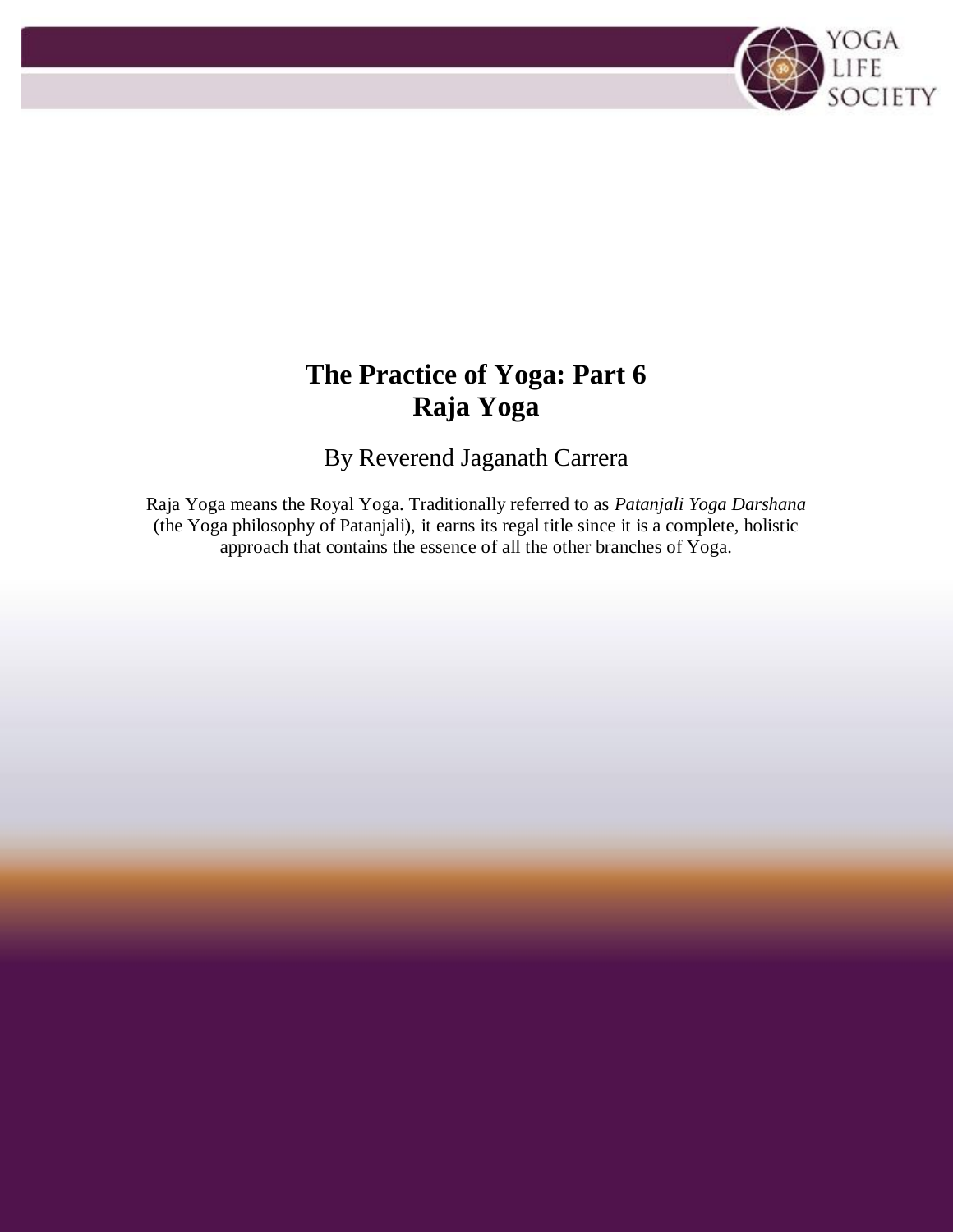# The Practice of Yoga: Part 6
# Raja Yoga

By Reverend Jaganath Carrera

Raja Yoga means the Royal Yoga. Traditionally referred to as *Patanjali Yoga Darshana* (the Yoga philosophy of Patanjali), it earns its regal title since it is a complete, holistic approach that contains the essence of all the other branches of Yoga.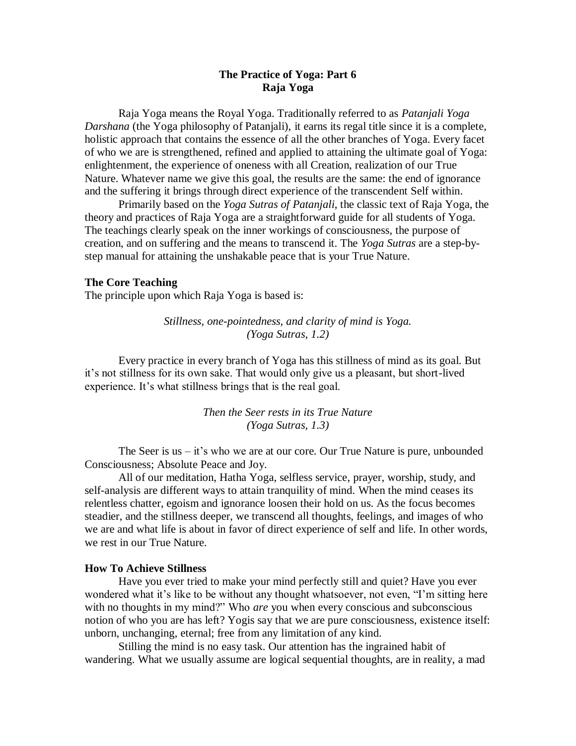**The Practice of Yoga: Part 6**
**Raja Yoga**

Raja Yoga means the Royal Yoga. Traditionally referred to as *Patanjali Yoga Darshana* (the Yoga philosophy of Patanjali), it earns its regal title since it is a complete, holistic approach that contains the essence of all the other branches of Yoga. Every facet of who we are is strengthened, refined and applied to attaining the ultimate goal of Yoga: enlightenment, the experience of oneness with all Creation, realization of our True Nature. Whatever name we give this goal, the results are the same: the end of ignorance and the suffering it brings through direct experience of the transcendent Self within.

Primarily based on the *Yoga Sutras of Patanjali*, the classic text of Raja Yoga, the theory and practices of Raja Yoga are a straightforward guide for all students of Yoga. The teachings clearly speak on the inner workings of consciousness, the purpose of creation, and on suffering and the means to transcend it. The *Yoga Sutras* are a step-by-step manual for attaining the unshakable peace that is your True Nature.

**The Core Teaching**

The principle upon which Raja Yoga is based is:

*Stillness, one-pointedness, and clarity of mind is Yoga.*
*(Yoga Sutras, 1.2)*

Every practice in every branch of Yoga has this stillness of mind as its goal. But it's not stillness for its own sake. That would only give us a pleasant, but short-lived experience. It's what stillness brings that is the real goal.

*Then the Seer rests in its True Nature*
*(Yoga Sutras, 1.3)*

The Seer is us – it's who we are at our core. Our True Nature is pure, unbounded Consciousness; Absolute Peace and Joy.

All of our meditation, Hatha Yoga, selfless service, prayer, worship, study, and self-analysis are different ways to attain tranquility of mind. When the mind ceases its relentless chatter, egoism and ignorance loosen their hold on us. As the focus becomes steadier, and the stillness deeper, we transcend all thoughts, feelings, and images of who we are and what life is about in favor of direct experience of self and life. In other words, we rest in our True Nature.

**How To Achieve Stillness**

Have you ever tried to make your mind perfectly still and quiet? Have you ever wondered what it's like to be without any thought whatsoever, not even, "I'm sitting here with no thoughts in my mind?" Who *are* you when every conscious and subconscious notion of who you are has left? Yogis say that we are pure consciousness, existence itself: unborn, unchanging, eternal; free from any limitation of any kind.

Stilling the mind is no easy task. Our attention has the ingrained habit of wandering. What we usually assume are logical sequential thoughts, are in reality, a mad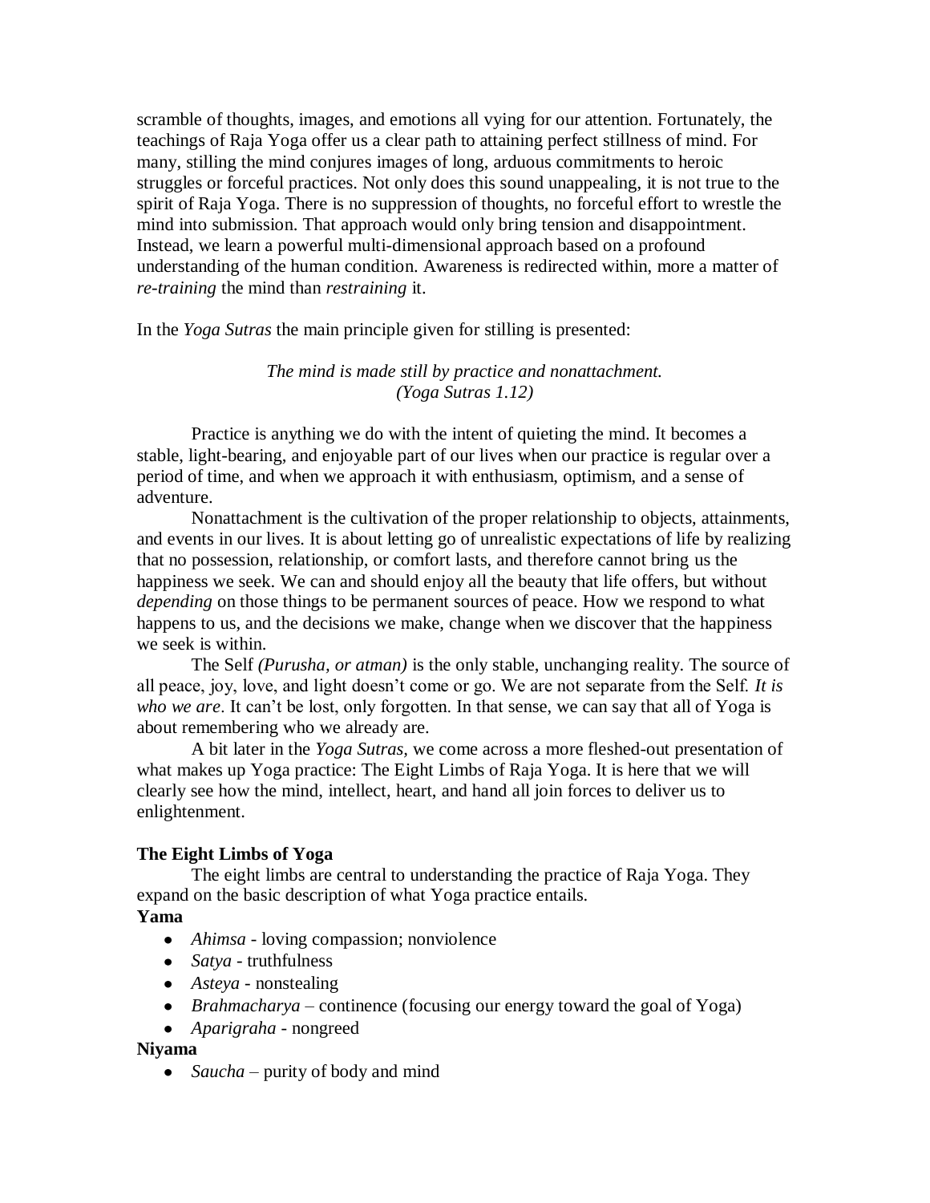scramble of thoughts, images, and emotions all vying for our attention. Fortunately, the teachings of Raja Yoga offer us a clear path to attaining perfect stillness of mind. For many, stilling the mind conjures images of long, arduous commitments to heroic struggles or forceful practices. Not only does this sound unappealing, it is not true to the spirit of Raja Yoga. There is no suppression of thoughts, no forceful effort to wrestle the mind into submission. That approach would only bring tension and disappointment. Instead, we learn a powerful multi-dimensional approach based on a profound understanding of the human condition. Awareness is redirected within, more a matter of *re-training* the mind than *restraining* it.

In the *Yoga Sutras* the main principle given for stilling is presented:

> *The mind is made still by practice and nonattachment.*
> *(Yoga Sutras 1.12)*

Practice is anything we do with the intent of quieting the mind. It becomes a stable, light-bearing, and enjoyable part of our lives when our practice is regular over a period of time, and when we approach it with enthusiasm, optimism, and a sense of adventure.

Nonattachment is the cultivation of the proper relationship to objects, attainments, and events in our lives. It is about letting go of unrealistic expectations of life by realizing that no possession, relationship, or comfort lasts, and therefore cannot bring us the happiness we seek. We can and should enjoy all the beauty that life offers, but without *depending* on those things to be permanent sources of peace. How we respond to what happens to us, and the decisions we make, change when we discover that the happiness we seek is within.

The Self *(Purusha, or atman)* is the only stable, unchanging reality. The source of all peace, joy, love, and light doesn't come or go. We are not separate from the Self. *It is who we are*. It can't be lost, only forgotten. In that sense, we can say that all of Yoga is about remembering who we already are.

A bit later in the *Yoga Sutras,* we come across a more fleshed-out presentation of what makes up Yoga practice: The Eight Limbs of Raja Yoga. It is here that we will clearly see how the mind, intellect, heart, and hand all join forces to deliver us to enlightenment.

**The Eight Limbs of Yoga**

The eight limbs are central to understanding the practice of Raja Yoga. They expand on the basic description of what Yoga practice entails.

**Yama**

- *Ahimsa* - loving compassion; nonviolence
- *Satya* - truthfulness
- *Asteya* - nonstealing
- *Brahmacharya* – continence (focusing our energy toward the goal of Yoga)
- *Aparigraha* - nongreed

**Niyama**

- *Saucha* – purity of body and mind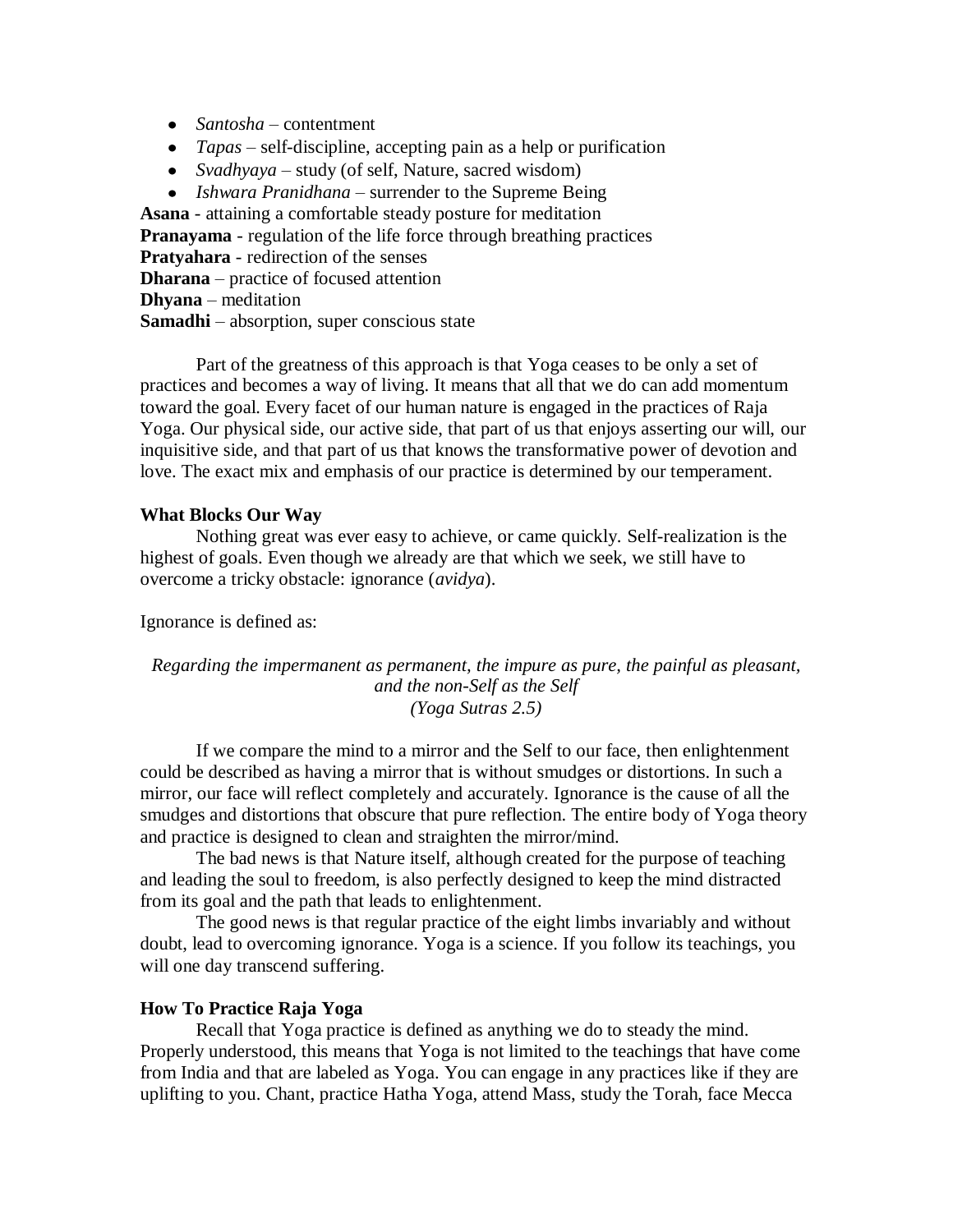- *Santosha* – contentment
- *Tapas* – self-discipline, accepting pain as a help or purification
- *Svadhyaya* – study (of self, Nature, sacred wisdom)
- *Ishwara Pranidhana* – surrender to the Supreme Being

**Asana** - attaining a comfortable steady posture for meditation
**Pranayama** - regulation of the life force through breathing practices
**Pratyahara** - redirection of the senses
**Dharana** – practice of focused attention
**Dhyana** – meditation
**Samadhi** – absorption, super conscious state

Part of the greatness of this approach is that Yoga ceases to be only a set of practices and becomes a way of living. It means that all that we do can add momentum toward the goal. Every facet of our human nature is engaged in the practices of Raja Yoga. Our physical side, our active side, that part of us that enjoys asserting our will, our inquisitive side, and that part of us that knows the transformative power of devotion and love. The exact mix and emphasis of our practice is determined by our temperament.

**What Blocks Our Way**

Nothing great was ever easy to achieve, or came quickly. Self-realization is the highest of goals. Even though we already are that which we seek, we still have to overcome a tricky obstacle: ignorance (*avidya*).

Ignorance is defined as:

*Regarding the impermanent as permanent, the impure as pure, the painful as pleasant, and the non-Self as the Self*
*(Yoga Sutras 2.5)*

If we compare the mind to a mirror and the Self to our face, then enlightenment could be described as having a mirror that is without smudges or distortions. In such a mirror, our face will reflect completely and accurately. Ignorance is the cause of all the smudges and distortions that obscure that pure reflection. The entire body of Yoga theory and practice is designed to clean and straighten the mirror/mind.

The bad news is that Nature itself, although created for the purpose of teaching and leading the soul to freedom, is also perfectly designed to keep the mind distracted from its goal and the path that leads to enlightenment.

The good news is that regular practice of the eight limbs invariably and without doubt, lead to overcoming ignorance. Yoga is a science. If you follow its teachings, you will one day transcend suffering.

**How To Practice Raja Yoga**

Recall that Yoga practice is defined as anything we do to steady the mind. Properly understood, this means that Yoga is not limited to the teachings that have come from India and that are labeled as Yoga. You can engage in any practices like if they are uplifting to you. Chant, practice Hatha Yoga, attend Mass, study the Torah, face Mecca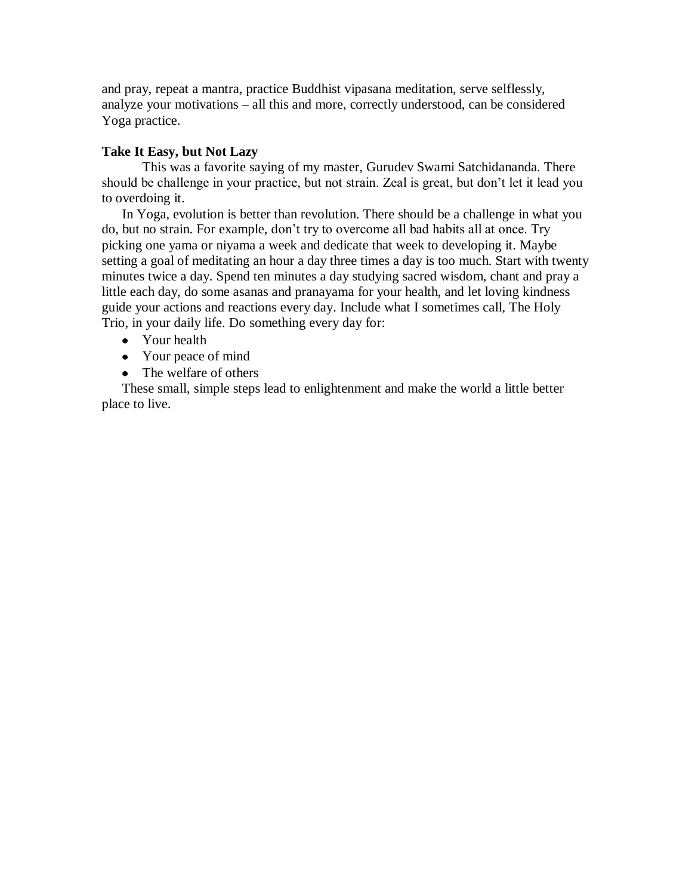and pray, repeat a mantra, practice Buddhist vipasana meditation, serve selflessly, analyze your motivations – all this and more, correctly understood, can be considered Yoga practice.

**Take It Easy, but Not Lazy**

This was a favorite saying of my master, Gurudev Swami Satchidananda. There should be challenge in your practice, but not strain. Zeal is great, but don't let it lead you to overdoing it.

In Yoga, evolution is better than revolution. There should be a challenge in what you do, but no strain. For example, don't try to overcome all bad habits all at once. Try picking one yama or niyama a week and dedicate that week to developing it. Maybe setting a goal of meditating an hour a day three times a day is too much. Start with twenty minutes twice a day. Spend ten minutes a day studying sacred wisdom, chant and pray a little each day, do some asanas and pranayama for your health, and let loving kindness guide your actions and reactions every day. Include what I sometimes call, The Holy Trio, in your daily life. Do something every day for:

- Your health
- Your peace of mind
- The welfare of others

These small, simple steps lead to enlightenment and make the world a little better place to live.